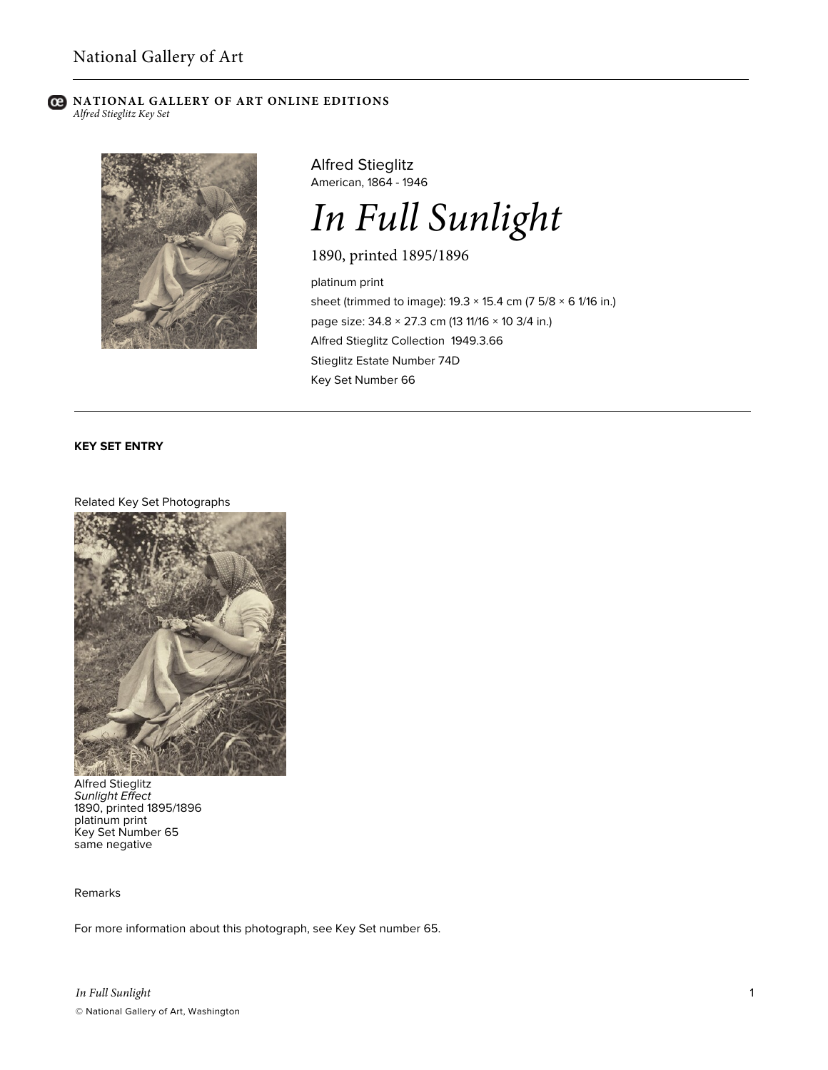**NATIONAL GALLERY OF ART ONLINE EDITIONS**
*Alfred Stieglitz Key Set*

Alfred Stieglitz
American, 1864 - 1946

# *In Full Sunlight*

1890, printed 1895/1896

platinum print
sheet (trimmed to image): 19.3 × 15.4 cm (7 5/8 × 6 1/16 in.)
page size: 34.8 × 27.3 cm (13 11/16 × 10 3/4 in.)
Alfred Stieglitz Collection 1949.3.66
Stieglitz Estate Number 74D
Key Set Number 66

**KEY SET ENTRY**

Related Key Set Photographs

Alfred Stieglitz
*Sunlight Effect*
1890, printed 1895/1896
platinum print
Key Set Number 65
same negative

Remarks

For more information about this photograph, see Key Set number 65.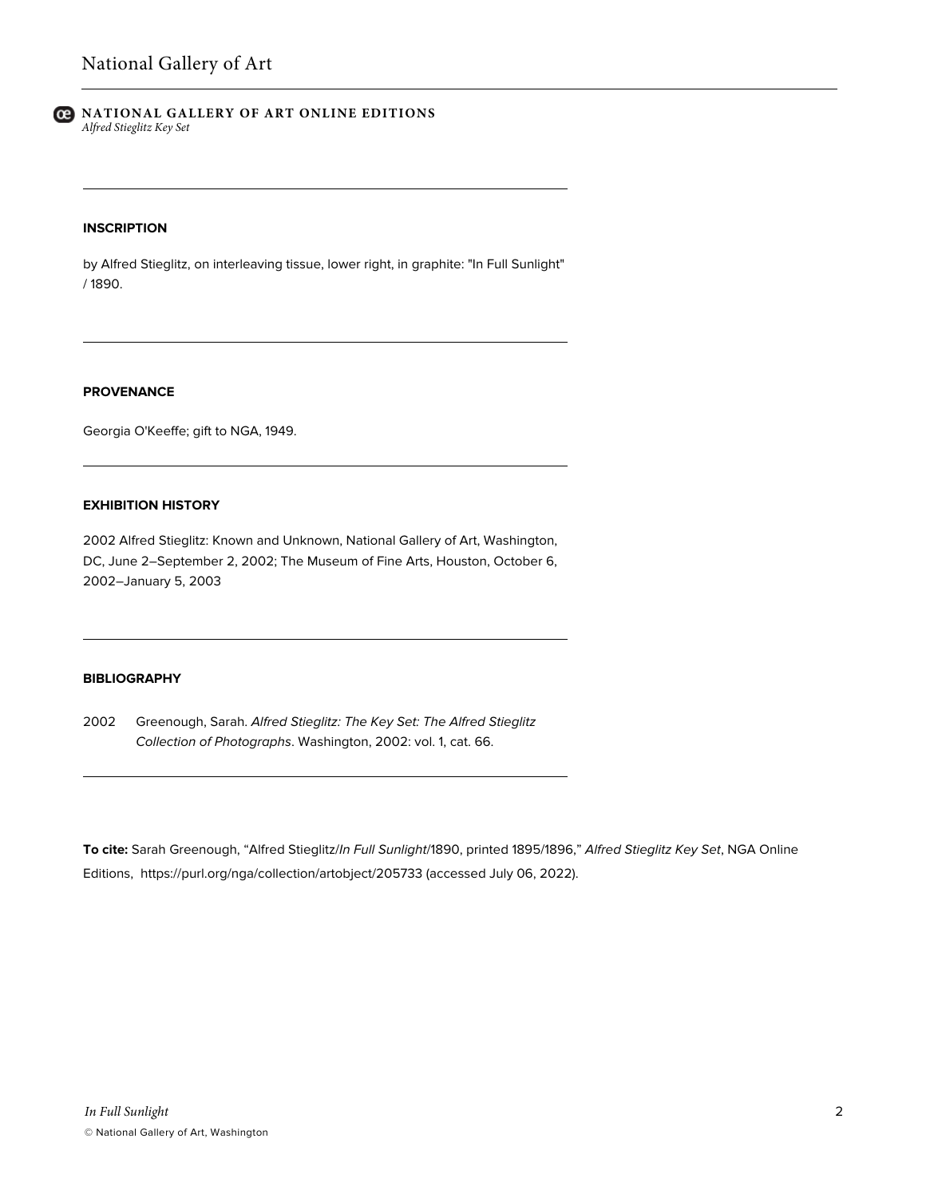#### INSCRIPTION

by Alfred Stieglitz, on interleaving tissue, lower right, in graphite: "In Full Sunlight" / 1890.

#### PROVENANCE

Georgia O'Keeffe; gift to NGA, 1949.

#### EXHIBITION HISTORY

2002 Alfred Stieglitz: Known and Unknown, National Gallery of Art, Washington, DC, June 2–September 2, 2002; The Museum of Fine Arts, Houston, October 6, 2002–January 5, 2003

#### BIBLIOGRAPHY

2002 Greenough, Sarah. *Alfred Stieglitz: The Key Set: The Alfred Stieglitz Collection of Photographs*. Washington, 2002: vol. 1, cat. 66.

**To cite:** Sarah Greenough, "Alfred Stieglitz/*In Full Sunlight*/1890, printed 1895/1896," *Alfred Stieglitz Key Set*, NGA Online Editions, https://purl.org/nga/collection/artobject/205733 (accessed July 06, 2022).